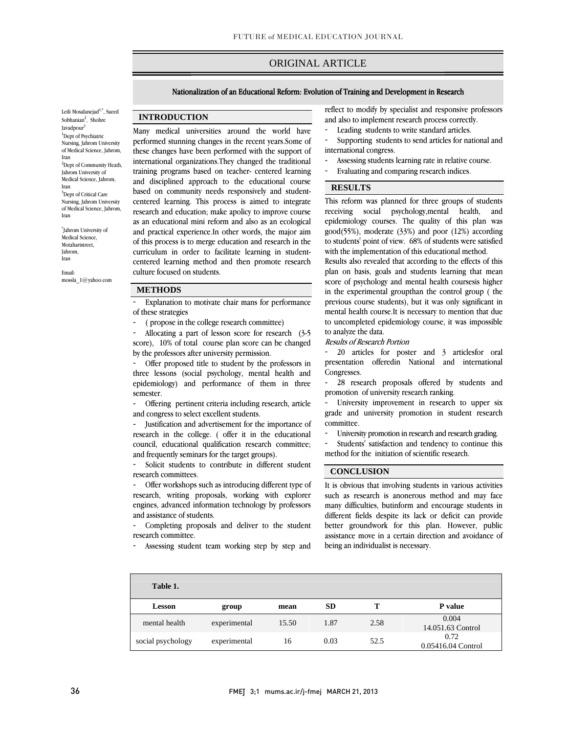ORIGINAL ARTICLE

# Nationalization of an Educational Reform: Evolution of Training and Development in Research

Leili Mosalanejad[1,*], Saeed Sobhanian[2], Shohre Javadpour[3]

[1]Dept of Psychiatric Nursing, Jahrom University of Medical Science, Jahrom, Iran

[2]Dept of Community Heath, Jahrom University of Medical Science, Jahrom, Iran

[3]Dept of Critical Care Nursing, Jahrom University of Medical Science, Jahrom, Iran

[*]Jahrom University of Medical Science, Motaharistreet, Jahrom, Iran

Email: mossla_1@yahoo.com

## INTRODUCTION

Many medical universities around the world have performed stunning changes in the recent years.Some of these changes have been performed with the support of international organizations.They changed the traditional training programs based on teacher- centered learning and disciplined approach to the educational course based on community needs responsively and student-centered learning. This process is aimed to integrate research and education; make apolicy to improve course as an educational mini reform and also as an ecological and practical experience.In other words, the major aim of this process is to merge education and research in the curriculum in order to facilitate learning in student-centered learning method and then promote research culture focused on students.

## METHODS

- Explanation to motivate chair mans for performance of these strategies
- ( propose in the college research committee)
- Allocating a part of lesson score for research (3-5 score), 10% of total course plan score can be changed by the professors after university permission.
- Offer proposed title to student by the professors in three lessons (social psychology, mental health and epidemiology) and performance of them in three semester.
- Offering pertinent criteria including research, article and congress to select excellent students.
- Justification and advertisement for the importance of research in the college. ( offer it in the educational council, educational qualification research committee; and frequently seminars for the target groups).
- Solicit students to contribute in different student research committees.
- Offer workshops such as introducing different type of research, writing proposals, working with explorer engines, advanced information technology by professors and assistance of students.
- Completing proposals and deliver to the student research committee.
- Assessing student team working step by step and reflect to modify by specialist and responsive professors and also to implement research process correctly.
- Leading students to write standard articles.
- Supporting students to send articles for national and international congress.
- Assessing students learning rate in relative course.
- Evaluating and comparing research indices.

## RESULTS

This reform was planned for three groups of students receiving social psychology,mental health, and epidemiology courses. The quality of this plan was good(55%), moderate (33%) and poor (12%) according to students' point of view. 68% of students were satisfied with the implementation of this educational method.

Results also revealed that according to the effects of this plan on basis, goals and students learning that mean score of psychology and mental health coursesis higher in the experimental groupthan the control group ( the previous course students), but it was only significant in mental health course.It is necessary to mention that due to uncompleted epidemiology course, it was impossible to analyze the data.

*Results of Research Portion*

- 20 articles for poster and 3 articlesfor oral presentation offeredin National and international Congresses.
- 28 research proposals offered by students and promotion of university research ranking.
- University improvement in research to upper six grade and university promotion in student research committee.
- University promotion in research and research grading.
- Students' satisfaction and tendency to continue this method for the initiation of scientific research.

## CONCLUSION

It is obvious that involving students in various activities such as research is anonerous method and may face many difficulties, butinform and encourage students in different fields despite its lack or deficit can provide better groundwork for this plan. However, public assistance move in a certain direction and avoidance of being an individualist is necessary.

**Table 1.**

| Lesson | group | mean | SD | T | P value |
|---|---|---|---|---|---|
| mental health | experimental | 15.50 | 1.87 | 2.58 | 0.004<br>14.051.63 Control |
| social psychology | experimental | 16 | 0.03 | 52.5 | 0.72<br>0.05416.04 Control |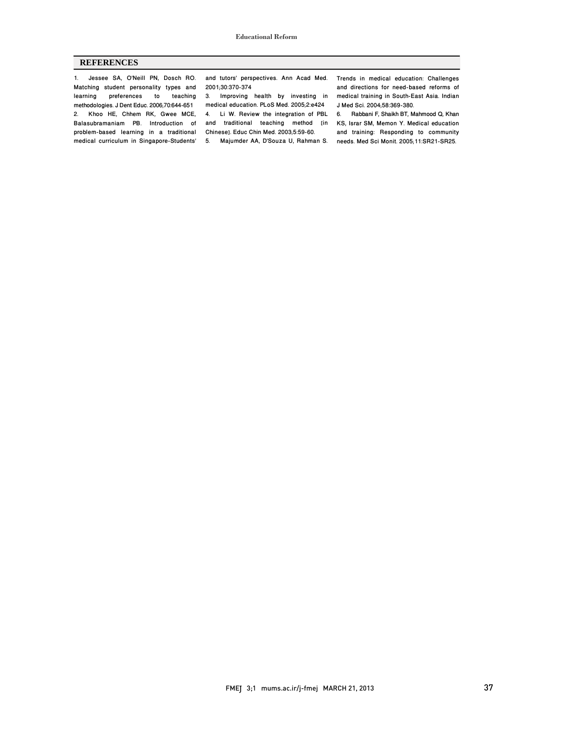## REFERENCES

1. Jessee SA, O'Neill PN, Dosch RO. Matching student personality types and learning preferences to teaching methodologies. J Dent Educ. 2006;70:644-651
2. Khoo HE, Chhem RK, Gwee MCE, Balasubramaniam PB. Introduction of problem-based learning in a traditional medical curriculum in Singapore-Students' and tutors' perspectives. Ann Acad Med. 2001;30:370-374
3. Improving health by investing in medical education. PLoS Med. 2005;2:e424
4. Li W. Review the integration of PBL and traditional teaching method [in Chinese]. Educ Chin Med. 2003;5:59-60.
5. Majumder AA, D'Souza U, Rahman S. Trends in medical education: Challenges and directions for need-based reforms of medical training in South-East Asia. Indian J Med Sci. 2004;58:369-380.
6. Rabbani F, Shaikh BT, Mahmood Q, Khan KS, Israr SM, Memon Y. Medical education and training: Responding to community needs. Med Sci Monit. 2005;11:SR21-SR25.